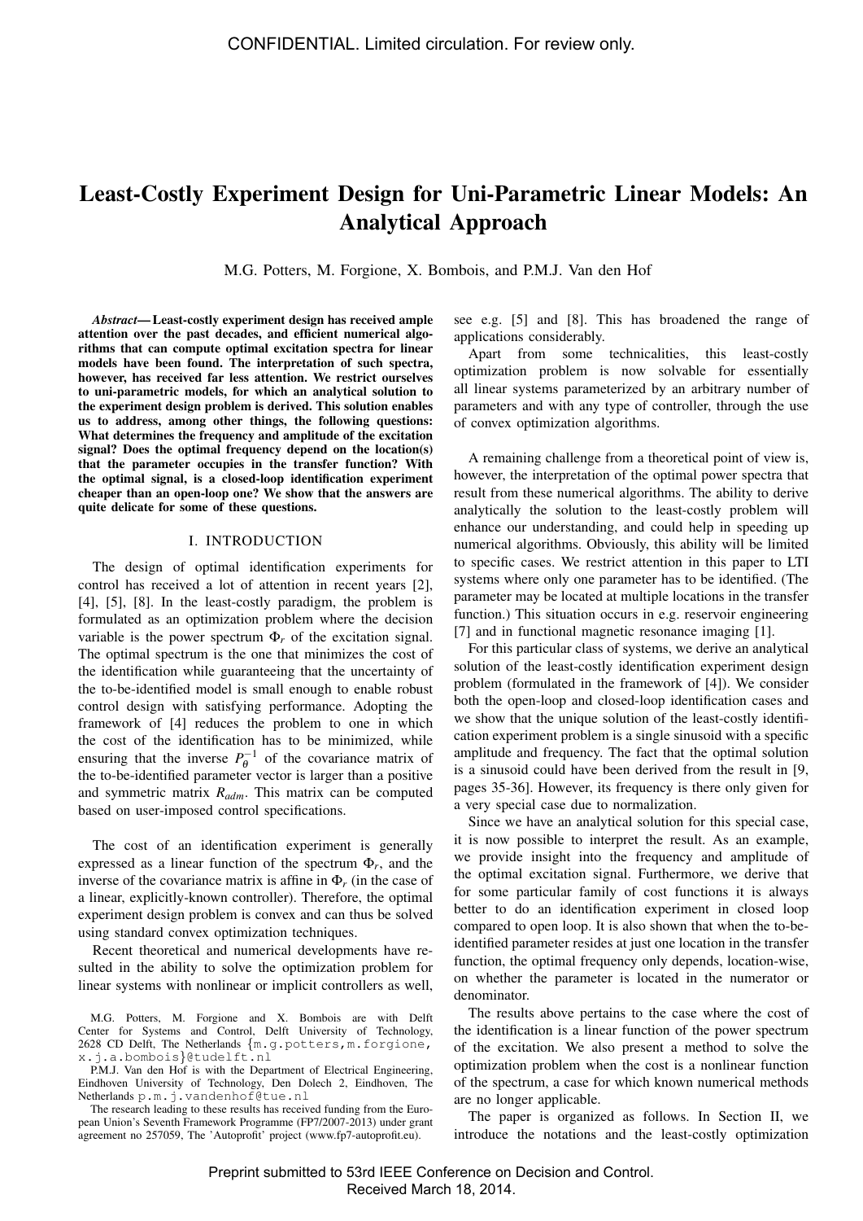# Least-Costly Experiment Design for Uni-Parametric Linear Models: An Analytical Approach

M.G. Potters, M. Forgione, X. Bombois, and P.M.J. Van den Hof

***Abstract*— Least-costly experiment design has received ample attention over the past decades, and efficient numerical algorithms that can compute optimal excitation spectra for linear models have been found. The interpretation of such spectra, however, has received far less attention. We restrict ourselves to uni-parametric models, for which an analytical solution to the experiment design problem is derived. This solution enables us to address, among other things, the following questions: What determines the frequency and amplitude of the excitation signal? Does the optimal frequency depend on the location(s) that the parameter occupies in the transfer function? With the optimal signal, is a closed-loop identification experiment cheaper than an open-loop one? We show that the answers are quite delicate for some of these questions.**

## I. INTRODUCTION

The design of optimal identification experiments for control has received a lot of attention in recent years [2], [4], [5], [8]. In the least-costly paradigm, the problem is formulated as an optimization problem where the decision variable is the power spectrum $\Phi_r$ of the excitation signal. The optimal spectrum is the one that minimizes the cost of the identification while guaranteeing that the uncertainty of the to-be-identified model is small enough to enable robust control design with satisfying performance. Adopting the framework of [4] reduces the problem to one in which the cost of the identification has to be minimized, while ensuring that the inverse $P_\theta^{-1}$ of the covariance matrix of the to-be-identified parameter vector is larger than a positive and symmetric matrix $R_{adm}$. This matrix can be computed based on user-imposed control specifications.

The cost of an identification experiment is generally expressed as a linear function of the spectrum $\Phi_r$, and the inverse of the covariance matrix is affine in $\Phi_r$ (in the case of a linear, explicitly-known controller). Therefore, the optimal experiment design problem is convex and can thus be solved using standard convex optimization techniques.

Recent theoretical and numerical developments have resulted in the ability to solve the optimization problem for linear systems with nonlinear or implicit controllers as well, see e.g. [5] and [8]. This has broadened the range of applications considerably.

Apart from some technicalities, this least-costly optimization problem is now solvable for essentially all linear systems parameterized by an arbitrary number of parameters and with any type of controller, through the use of convex optimization algorithms.

A remaining challenge from a theoretical point of view is, however, the interpretation of the optimal power spectra that result from these numerical algorithms. The ability to derive analytically the solution to the least-costly problem will enhance our understanding, and could help in speeding up numerical algorithms. Obviously, this ability will be limited to specific cases. We restrict attention in this paper to LTI systems where only one parameter has to be identified. (The parameter may be located at multiple locations in the transfer function.) This situation occurs in e.g. reservoir engineering [7] and in functional magnetic resonance imaging [1].

For this particular class of systems, we derive an analytical solution of the least-costly identification experiment design problem (formulated in the framework of [4]). We consider both the open-loop and closed-loop identification cases and we show that the unique solution of the least-costly identification experiment problem is a single sinusoid with a specific amplitude and frequency. The fact that the optimal solution is a sinusoid could have been derived from the result in [9, pages 35-36]. However, its frequency is there only given for a very special case due to normalization.

Since we have an analytical solution for this special case, it is now possible to interpret the result. As an example, we provide insight into the frequency and amplitude of the optimal excitation signal. Furthermore, we derive that for some particular family of cost functions it is always better to do an identification experiment in closed loop compared to open loop. It is also shown that when the to-be-identified parameter resides at just one location in the transfer function, the optimal frequency only depends, location-wise, on whether the parameter is located in the numerator or denominator.

The results above pertains to the case where the cost of the identification is a linear function of the power spectrum of the excitation. We also present a method to solve the optimization problem when the cost is a nonlinear function of the spectrum, a case for which known numerical methods are no longer applicable.

The paper is organized as follows. In Section II, we introduce the notations and the least-costly optimization

M.G. Potters, M. Forgione and X. Bombois are with Delft Center for Systems and Control, Delft University of Technology, 2628 CD Delft, The Netherlands {m.g.potters,m.forgione, x.j.a.bombois}@tudelft.nl

P.M.J. Van den Hof is with the Department of Electrical Engineering, Eindhoven University of Technology, Den Dolech 2, Eindhoven, The Netherlands p.m.j.vandenhof@tue.nl

The research leading to these results has received funding from the European Union's Seventh Framework Programme (FP7/2007-2013) under grant agreement no 257059, The 'Autoprofit' project (www.fp7-autoprofit.eu).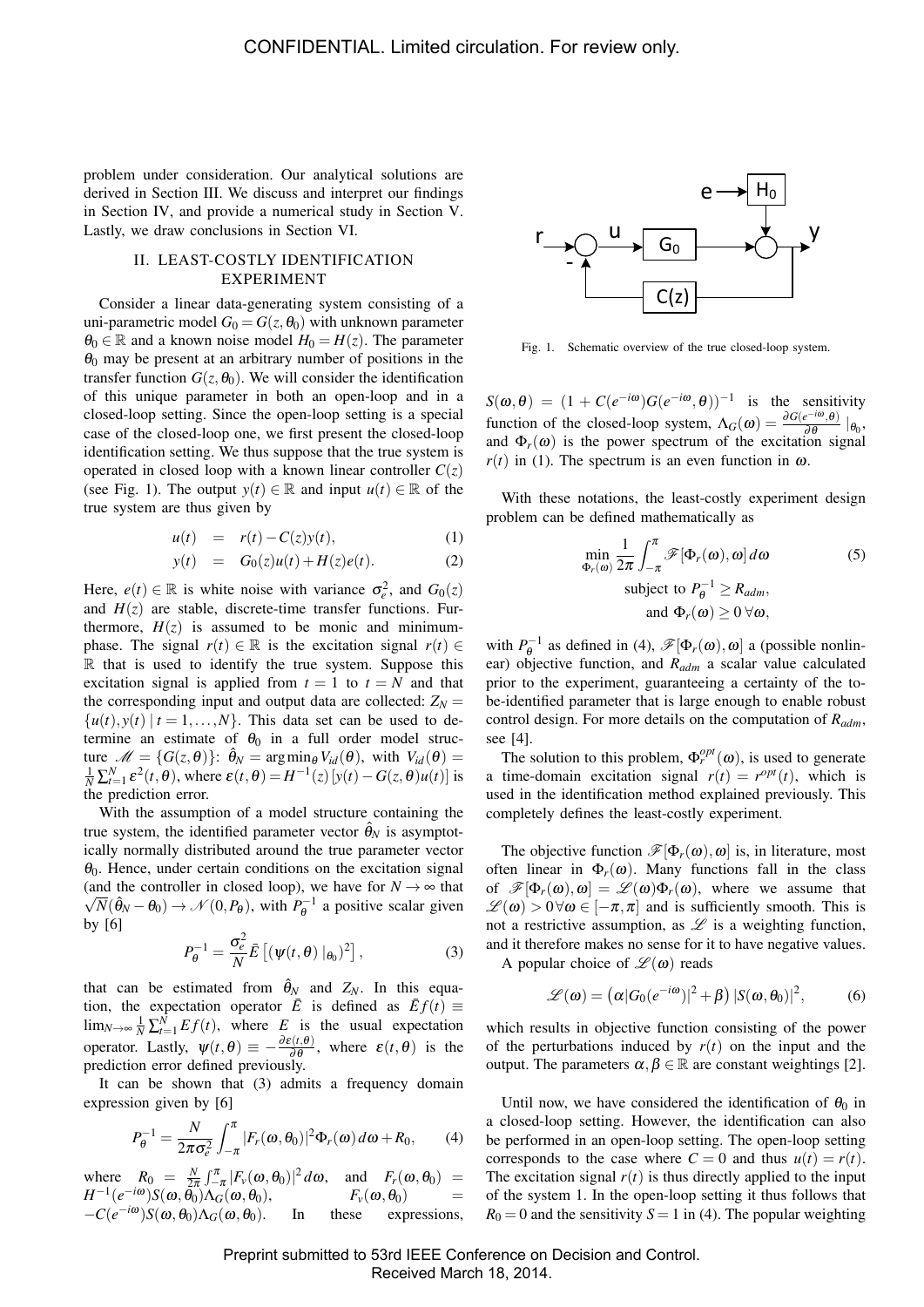problem under consideration. Our analytical solutions are derived in Section III. We discuss and interpret our findings in Section IV, and provide a numerical study in Section V. Lastly, we draw conclusions in Section VI.

## II. LEAST-COSTLY IDENTIFICATION EXPERIMENT

Consider a linear data-generating system consisting of a uni-parametric model $G_0 = G(z, \theta_0)$ with unknown parameter $\theta_0 \in \mathbb{R}$ and a known noise model $H_0 = H(z)$. The parameter $\theta_0$ may be present at an arbitrary number of positions in the transfer function $G(z, \theta_0)$. We will consider the identification of this unique parameter in both an open-loop and in a closed-loop setting. Since the open-loop setting is a special case of the closed-loop one, we first present the closed-loop identification setting. We thus suppose that the true system is operated in closed loop with a known linear controller $C(z)$ (see Fig. 1). The output $y(t) \in \mathbb{R}$ and input $u(t) \in \mathbb{R}$ of the true system are thus given by

$$u(t) = r(t) - C(z)y(t), \tag{1}$$

$$y(t) = G_0(z)u(t) + H(z)e(t). \tag{2}$$

Here, $e(t) \in \mathbb{R}$ is white noise with variance $\sigma_e^2$, and $G_0(z)$ and $H(z)$ are stable, discrete-time transfer functions. Furthermore, $H(z)$ is assumed to be monic and minimum-phase. The signal $r(t) \in \mathbb{R}$ is the excitation signal $r(t) \in \mathbb{R}$ that is used to identify the true system. Suppose this excitation signal is applied from $t = 1$ to $t = N$ and that the corresponding input and output data are collected: $Z_N = \{u(t), y(t) \mid t = 1, \ldots, N\}$. This data set can be used to determine an estimate of $\theta_0$ in a full order model structure $\mathscr{M} = \{G(z, \theta)\}$: $\hat{\theta}_N = \arg\min_\theta V_{id}(\theta)$, with $V_{id}(\theta) = \frac{1}{N}\sum_{t=1}^{N} \varepsilon^2(t, \theta)$, where $\varepsilon(t, \theta) = H^{-1}(z)\left[y(t) - G(z, \theta)u(t)\right]$ is the prediction error.

With the assumption of a model structure containing the true system, the identified parameter vector $\hat{\theta}_N$ is asymptotically normally distributed around the true parameter vector $\theta_0$. Hence, under certain conditions on the excitation signal (and the controller in closed loop), we have for $N \to \infty$ that $\sqrt{N}(\hat{\theta}_N - \theta_0) \to \mathscr{N}(0, P_\theta)$, with $P_\theta^{-1}$ a positive scalar given by [6]

$$P_\theta^{-1} = \frac{\sigma_e^2}{N}\bar{E}\left[(\psi(t, \theta)\mid_{\theta_0})^2\right], \tag{3}$$

that can be estimated from $\hat{\theta}_N$ and $Z_N$. In this equation, the expectation operator $\bar{E}$ is defined as $\bar{E}f(t) \equiv \lim_{N\to\infty}\frac{1}{N}\sum_{t=1}^{N} Ef(t)$, where $E$ is the usual expectation operator. Lastly, $\psi(t, \theta) \equiv -\frac{\partial\varepsilon(t,\theta)}{\partial\theta}$, where $\varepsilon(t, \theta)$ is the prediction error defined previously.

It can be shown that (3) admits a frequency domain expression given by [6]

$$P_\theta^{-1} = \frac{N}{2\pi\sigma_e^2}\int_{-\pi}^{\pi} |F_r(\omega, \theta_0)|^2 \Phi_r(\omega)\, d\omega + R_0, \tag{4}$$

where $R_0 = \frac{N}{2\pi}\int_{-\pi}^{\pi} |F_v(\omega, \theta_0)|^2 d\omega$, and $F_r(\omega, \theta_0) = H^{-1}(e^{-i\omega})S(\omega, \theta_0)\Lambda_G(\omega, \theta_0)$, $F_v(\omega, \theta_0) = -C(e^{-i\omega})S(\omega, \theta_0)\Lambda_G(\omega, \theta_0)$. In these expressions, $S(\omega, \theta) = (1 + C(e^{-i\omega})G(e^{-i\omega}, \theta))^{-1}$ is the sensitivity function of the closed-loop system, $\Lambda_G(\omega) = \frac{\partial G(e^{-i\omega},\theta)}{\partial\theta}\mid_{\theta_0}$, and $\Phi_r(\omega)$ is the power spectrum of the excitation signal $r(t)$ in (1). The spectrum is an even function in $\omega$.

e
H0
r
u
G0
y
-
C(z)

Fig. 1. Schematic overview of the true closed-loop system.

With these notations, the least-costly experiment design problem can be defined mathematically as

$$\min_{\Phi_r(\omega)} \frac{1}{2\pi}\int_{-\pi}^{\pi} \mathscr{F}[\Phi_r(\omega), \omega]\, d\omega \tag{5}$$

$$\text{subject to } P_\theta^{-1} \geq R_{adm},$$

$$\text{and } \Phi_r(\omega) \geq 0\ \forall\omega,$$

with $P_\theta^{-1}$ as defined in (4), $\mathscr{F}[\Phi_r(\omega), \omega]$ a (possible nonlinear) objective function, and $R_{adm}$ a scalar value calculated prior to the experiment, guaranteeing a certainty of the to-be-identified parameter that is large enough to enable robust control design. For more details on the computation of $R_{adm}$, see [4].

The solution to this problem, $\Phi_r^{opt}(\omega)$, is used to generate a time-domain excitation signal $r(t) = r^{opt}(t)$, which is used in the identification method explained previously. This completely defines the least-costly experiment.

The objective function $\mathscr{F}[\Phi_r(\omega), \omega]$ is, in literature, most often linear in $\Phi_r(\omega)$. Many functions fall in the class of $\mathscr{F}[\Phi_r(\omega), \omega] = \mathscr{L}(\omega)\Phi_r(\omega)$, where we assume that $\mathscr{L}(\omega) > 0\,\forall\omega \in [-\pi, \pi]$ and is sufficiently smooth. This is not a restrictive assumption, as $\mathscr{L}$ is a weighting function, and it therefore makes no sense for it to have negative values.

A popular choice of $\mathscr{L}(\omega)$ reads

$$\mathscr{L}(\omega) = \left(\alpha|G_0(e^{-i\omega})|^2 + \beta\right)|S(\omega, \theta_0)|^2, \tag{6}$$

which results in objective function consisting of the power of the perturbations induced by $r(t)$ on the input and the output. The parameters $\alpha, \beta \in \mathbb{R}$ are constant weightings [2].

Until now, we have considered the identification of $\theta_0$ in a closed-loop setting. However, the identification can also be performed in an open-loop setting. The open-loop setting corresponds to the case where $C = 0$ and thus $u(t) = r(t)$. The excitation signal $r(t)$ is thus directly applied to the input of the system 1. In the open-loop setting it thus follows that $R_0 = 0$ and the sensitivity $S = 1$ in (4). The popular weighting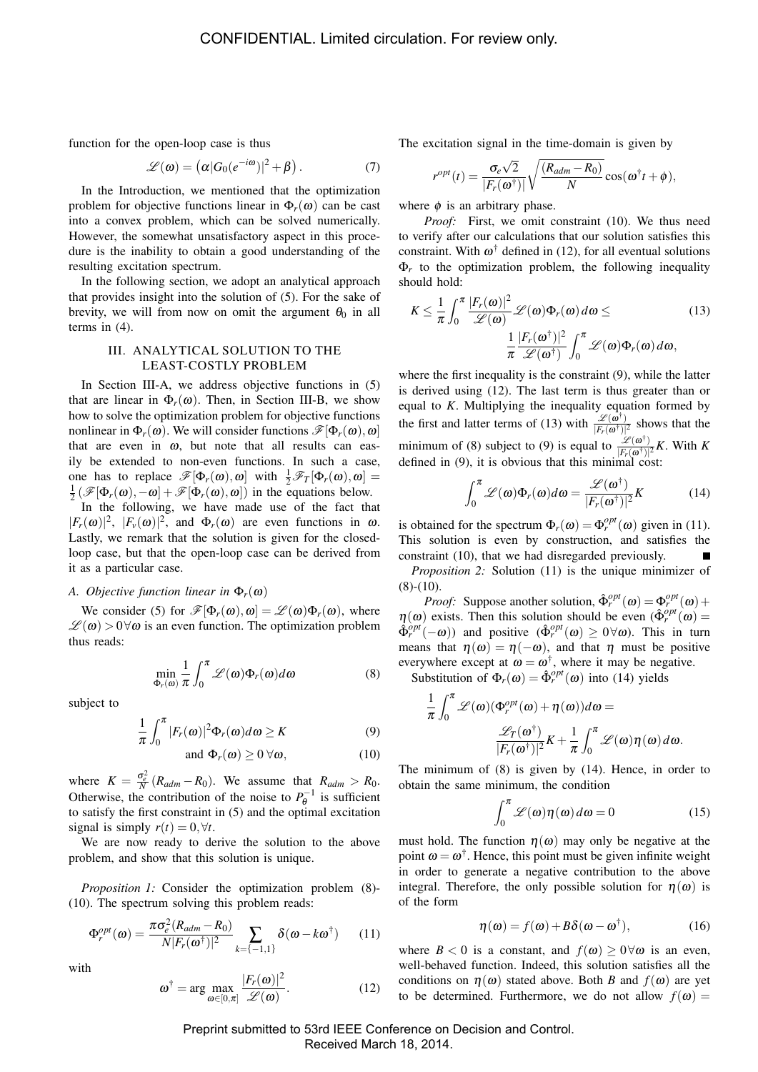function for the open-loop case is thus

$$\mathscr{L}(\omega) = \left(\alpha |G_0(e^{-i\omega})|^2 + \beta\right). \tag{7}$$

In the Introduction, we mentioned that the optimization problem for objective functions linear in $\Phi_r(\omega)$ can be cast into a convex problem, which can be solved numerically. However, the somewhat unsatisfactory aspect in this procedure is the inability to obtain a good understanding of the resulting excitation spectrum.

In the following section, we adopt an analytical approach that provides insight into the solution of (5). For the sake of brevity, we will from now on omit the argument $\theta_0$ in all terms in (4).

## III. ANALYTICAL SOLUTION TO THE LEAST-COSTLY PROBLEM

In Section III-A, we address objective functions in (5) that are linear in $\Phi_r(\omega)$. Then, in Section III-B, we show how to solve the optimization problem for objective functions nonlinear in $\Phi_r(\omega)$. We will consider functions $\mathscr{F}[\Phi_r(\omega), \omega]$ that are even in $\omega$, but note that all results can easily be extended to non-even functions. In such a case, one has to replace $\mathscr{F}[\Phi_r(\omega), \omega]$ with $\frac{1}{2}\mathscr{F}_T[\Phi_r(\omega), \omega] = \frac{1}{2}\left(\mathscr{F}[\Phi_r(\omega), -\omega] + \mathscr{F}[\Phi_r(\omega), \omega]\right)$ in the equations below.

In the following, we have made use of the fact that $|F_r(\omega)|^2$, $|F_v(\omega)|^2$, and $\Phi_r(\omega)$ are even functions in $\omega$. Lastly, we remark that the solution is given for the closed-loop case, but that the open-loop case can be derived from it as a particular case.

### A. Objective function linear in $\Phi_r(\omega)$

We consider (5) for $\mathscr{F}[\Phi_r(\omega), \omega] = \mathscr{L}(\omega)\Phi_r(\omega)$, where $\mathscr{L}(\omega) > 0 \, \forall \omega$ is an even function. The optimization problem thus reads:

$$\min_{\Phi_r(\omega)} \frac{1}{\pi} \int_0^\pi \mathscr{L}(\omega)\Phi_r(\omega) d\omega \tag{8}$$

subject to

$$\frac{1}{\pi} \int_0^\pi |F_r(\omega)|^2 \Phi_r(\omega) d\omega \geq K \tag{9}$$

$$\text{and } \Phi_r(\omega) \geq 0 \, \forall \omega, \tag{10}$$

where $K = \frac{\sigma_e^2}{N}(R_{adm} - R_0)$. We assume that $R_{adm} > R_0$. Otherwise, the contribution of the noise to $P_\theta^{-1}$ is sufficient to satisfy the first constraint in (5) and the optimal excitation signal is simply $r(t) = 0, \forall t$.

We are now ready to derive the solution to the above problem, and show that this solution is unique.

*Proposition 1:* Consider the optimization problem (8)-(10). The spectrum solving this problem reads:

$$\Phi_r^{opt}(\omega) = \frac{\pi \sigma_e^2 (R_{adm} - R_0)}{N |F_r(\omega^\dagger)|^2} \sum_{k=\{-1,1\}} \delta(\omega - k\omega^\dagger) \tag{11}$$

with

$$\omega^\dagger = \arg \max_{\omega \in [0,\pi]} \frac{|F_r(\omega)|^2}{\mathscr{L}(\omega)}. \tag{12}$$

The excitation signal in the time-domain is given by

$$r^{opt}(t) = \frac{\sigma_e \sqrt{2}}{|F_r(\omega^\dagger)|} \sqrt{\frac{(R_{adm} - R_0)}{N}} \cos(\omega^\dagger t + \phi),$$

where $\phi$ is an arbitrary phase.

*Proof:* First, we omit constraint (10). We thus need to verify after our calculations that our solution satisfies this constraint. With $\omega^\dagger$ defined in (12), for all eventual solutions $\Phi_r$ to the optimization problem, the following inequality should hold:

$$K \leq \frac{1}{\pi} \int_0^\pi \frac{|F_r(\omega)|^2}{\mathscr{L}(\omega)} \mathscr{L}(\omega)\Phi_r(\omega) d\omega \leq \tag{13}$$
$$\frac{1}{\pi} \frac{|F_r(\omega^\dagger)|^2}{\mathscr{L}(\omega^\dagger)} \int_0^\pi \mathscr{L}(\omega)\Phi_r(\omega) d\omega,$$

where the first inequality is the constraint (9), while the latter is derived using (12). The last term is thus greater than or equal to $K$. Multiplying the inequality equation formed by the first and latter terms of (13) with $\frac{\mathscr{L}(\omega^\dagger)}{|F_r(\omega^\dagger)|^2}$ shows that the minimum of (8) subject to (9) is equal to $\frac{\mathscr{L}(\omega^\dagger)}{|F_r(\omega^\dagger)|^2} K$. With $K$ defined in (9), it is obvious that this minimal cost:

$$\int_0^\pi \mathscr{L}(\omega)\Phi_r(\omega) d\omega = \frac{\mathscr{L}(\omega^\dagger)}{|F_r(\omega^\dagger)|^2} K \tag{14}$$

is obtained for the spectrum $\Phi_r(\omega) = \Phi_r^{opt}(\omega)$ given in (11). This solution is even by construction, and satisfies the constraint (10), that we had disregarded previously. ■

*Proposition 2:* Solution (11) is the unique minimizer of (8)-(10).

*Proof:* Suppose another solution, $\hat{\Phi}_r^{opt}(\omega) = \Phi_r^{opt}(\omega) + \eta(\omega)$ exists. Then this solution should be even ($\hat{\Phi}_r^{opt}(\omega) = \hat{\Phi}_r^{opt}(-\omega)$) and positive ($\hat{\Phi}_r^{opt}(\omega) \geq 0 \forall \omega$). This in turn means that $\eta(\omega) = \eta(-\omega)$, and that $\eta$ must be positive everywhere except at $\omega = \omega^\dagger$, where it may be negative.

Substitution of $\Phi_r(\omega) = \hat{\Phi}_r^{opt}(\omega)$ into (14) yields

$$\frac{1}{\pi} \int_0^\pi \mathscr{L}(\omega)(\Phi_r^{opt}(\omega) + \eta(\omega)) d\omega =$$
$$\frac{\mathscr{L}_T(\omega^\dagger)}{|F_r(\omega^\dagger)|^2} K + \frac{1}{\pi} \int_0^\pi \mathscr{L}(\omega)\eta(\omega) d\omega.$$

The minimum of (8) is given by (14). Hence, in order to obtain the same minimum, the condition

$$\int_0^\pi \mathscr{L}(\omega)\eta(\omega) d\omega = 0 \tag{15}$$

must hold. The function $\eta(\omega)$ may only be negative at the point $\omega = \omega^\dagger$. Hence, this point must be given infinite weight in order to generate a negative contribution to the above integral. Therefore, the only possible solution for $\eta(\omega)$ is of the form

$$\eta(\omega) = f(\omega) + B\delta(\omega - \omega^\dagger), \tag{16}$$

where $B < 0$ is a constant, and $f(\omega) \geq 0 \forall \omega$ is an even, well-behaved function. Indeed, this solution satisfies all the conditions on $\eta(\omega)$ stated above. Both $B$ and $f(\omega)$ are yet to be determined. Furthermore, we do not allow $f(\omega) =$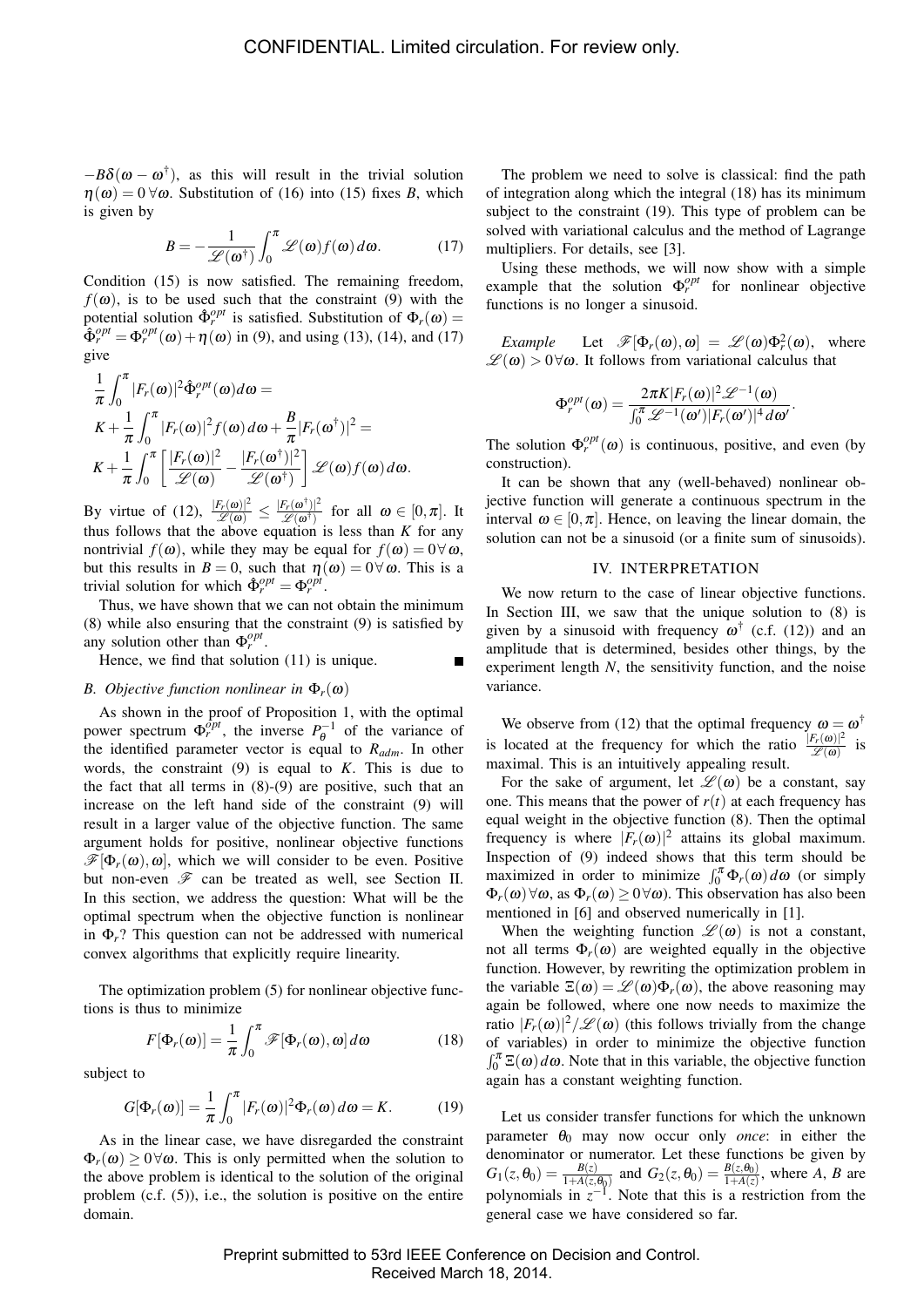$-B\delta(\omega-\omega^{\dagger})$, as this will result in the trivial solution $\eta(\omega)=0\,\forall\omega$. Substitution of (16) into (15) fixes $B$, which is given by

$$B=-\frac{1}{\mathscr{L}(\omega^{\dagger})}\int_0^{\pi}\mathscr{L}(\omega)f(\omega)\,d\omega. \tag{17}$$

Condition (15) is now satisfied. The remaining freedom, $f(\omega)$, is to be used such that the constraint (9) with the potential solution $\hat{\Phi}_r^{opt}$ is satisfied. Substitution of $\Phi_r(\omega)=\hat{\Phi}_r^{opt}=\Phi_r^{opt}(\omega)+\eta(\omega)$ in (9), and using (13), (14), and (17) give

$$\begin{aligned}
&\frac{1}{\pi}\int_0^{\pi}|F_r(\omega)|^2\hat{\Phi}_r^{opt}(\omega)d\omega=\\
&K+\frac{1}{\pi}\int_0^{\pi}|F_r(\omega)|^2f(\omega)\,d\omega+\frac{B}{\pi}|F_r(\omega^{\dagger})|^2=\\
&K+\frac{1}{\pi}\int_0^{\pi}\left[\frac{|F_r(\omega)|^2}{\mathscr{L}(\omega)}-\frac{|F_r(\omega^{\dagger})|^2}{\mathscr{L}(\omega^{\dagger})}\right]\mathscr{L}(\omega)f(\omega)\,d\omega.
\end{aligned}$$

By virtue of (12), $\frac{|F_r(\omega)|^2}{\mathscr{L}(\omega)}\le\frac{|F_r(\omega^{\dagger})|^2}{\mathscr{L}(\omega^{\dagger})}$ for all $\omega\in[0,\pi]$. It thus follows that the above equation is less than $K$ for any nontrivial $f(\omega)$, while they may be equal for $f(\omega)=0\,\forall\omega$, but this results in $B=0$, such that $\eta(\omega)=0\,\forall\omega$. This is a trivial solution for which $\hat{\Phi}_r^{opt}=\Phi_r^{opt}$.

Thus, we have shown that we can not obtain the minimum (8) while also ensuring that the constraint (9) is satisfied by any solution other than $\Phi_r^{opt}$.

Hence, we find that solution (11) is unique. ■

### B. Objective function nonlinear in $\Phi_r(\omega)$

As shown in the proof of Proposition 1, with the optimal power spectrum $\Phi_r^{opt}$, the inverse $P_\theta^{-1}$ of the variance of the identified parameter vector is equal to $R_{adm}$. In other words, the constraint (9) is equal to $K$. This is due to the fact that all terms in (8)-(9) are positive, such that an increase on the left hand side of the constraint (9) will result in a larger value of the objective function. The same argument holds for positive, nonlinear objective functions $\mathscr{F}[\Phi_r(\omega),\omega]$, which we will consider to be even. Positive but non-even $\mathscr{F}$ can be treated as well, see Section II. In this section, we address the question: What will be the optimal spectrum when the objective function is nonlinear in $\Phi_r$? This question can not be addressed with numerical convex algorithms that explicitly require linearity.

The optimization problem (5) for nonlinear objective functions is thus to minimize

$$F[\Phi_r(\omega)]=\frac{1}{\pi}\int_0^{\pi}\mathscr{F}[\Phi_r(\omega),\omega]\,d\omega \tag{18}$$

subject to

$$G[\Phi_r(\omega)]=\frac{1}{\pi}\int_0^{\pi}|F_r(\omega)|^2\Phi_r(\omega)\,d\omega=K. \tag{19}$$

As in the linear case, we have disregarded the constraint $\Phi_r(\omega)\ge 0\,\forall\omega$. This is only permitted when the solution to the above problem is identical to the solution of the original problem (c.f. (5)), i.e., the solution is positive on the entire domain.

The problem we need to solve is classical: find the path of integration along which the integral (18) has its minimum subject to the constraint (19). This type of problem can be solved with variational calculus and the method of Lagrange multipliers. For details, see [3].

Using these methods, we will now show with a simple example that the solution $\Phi_r^{opt}$ for nonlinear objective functions is no longer a sinusoid.

*Example* Let $\mathscr{F}[\Phi_r(\omega),\omega]=\mathscr{L}(\omega)\Phi_r^2(\omega)$, where $\mathscr{L}(\omega)>0\,\forall\omega$. It follows from variational calculus that

$$\Phi_r^{opt}(\omega)=\frac{2\pi K|F_r(\omega)|^2\mathscr{L}^{-1}(\omega)}{\int_0^{\pi}\mathscr{L}^{-1}(\omega')|F_r(\omega')|^4\,d\omega'}.$$

The solution $\Phi_r^{opt}(\omega)$ is continuous, positive, and even (by construction).

It can be shown that any (well-behaved) nonlinear objective function will generate a continuous spectrum in the interval $\omega\in[0,\pi]$. Hence, on leaving the linear domain, the solution can not be a sinusoid (or a finite sum of sinusoids).

## IV. INTERPRETATION

We now return to the case of linear objective functions. In Section III, we saw that the unique solution to (8) is given by a sinusoid with frequency $\omega^{\dagger}$ (c.f. (12)) and an amplitude that is determined, besides other things, by the experiment length $N$, the sensitivity function, and the noise variance.

We observe from (12) that the optimal frequency $\omega=\omega^{\dagger}$ is located at the frequency for which the ratio $\frac{|F_r(\omega)|^2}{\mathscr{L}(\omega)}$ is maximal. This is an intuitively appealing result.

For the sake of argument, let $\mathscr{L}(\omega)$ be a constant, say one. This means that the power of $r(t)$ at each frequency has equal weight in the objective function (8). Then the optimal frequency is where $|F_r(\omega)|^2$ attains its global maximum. Inspection of (9) indeed shows that this term should be maximized in order to minimize $\int_0^{\pi}\Phi_r(\omega)\,d\omega$ (or simply $\Phi_r(\omega)\,\forall\omega$, as $\Phi_r(\omega)\ge 0\,\forall\omega$). This observation has also been mentioned in [6] and observed numerically in [1].

When the weighting function $\mathscr{L}(\omega)$ is not a constant, not all terms $\Phi_r(\omega)$ are weighted equally in the objective function. However, by rewriting the optimization problem in the variable $\Xi(\omega)=\mathscr{L}(\omega)\Phi_r(\omega)$, the above reasoning may again be followed, where one now needs to maximize the ratio $|F_r(\omega)|^2/\mathscr{L}(\omega)$ (this follows trivially from the change of variables) in order to minimize the objective function $\int_0^{\pi}\Xi(\omega)\,d\omega$. Note that in this variable, the objective function again has a constant weighting function.

Let us consider transfer functions for which the unknown parameter $\theta_0$ may now occur only *once*: in either the denominator or numerator. Let these functions be given by $G_1(z,\theta_0)=\frac{B(z)}{1+A(z,\theta_0)}$ and $G_2(z,\theta_0)=\frac{B(z,\theta_0)}{1+A(z)}$, where $A$, $B$ are polynomials in $z^{-1}$. Note that this is a restriction from the general case we have considered so far.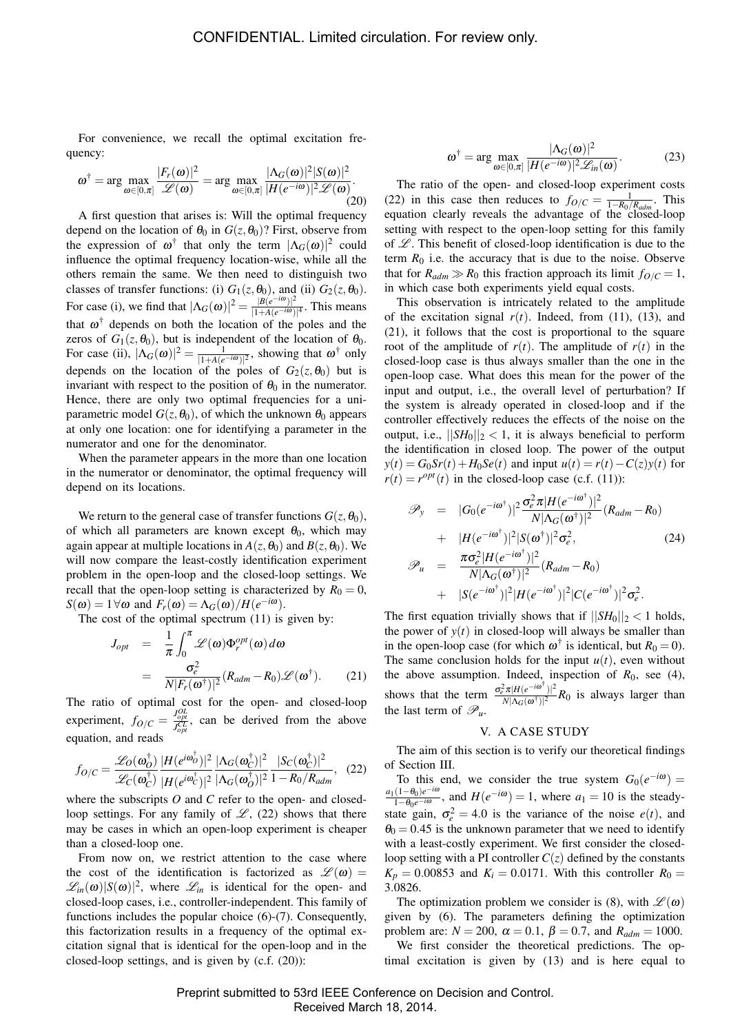For convenience, we recall the optimal excitation frequency:

$$\omega^{\dagger} = \arg\max_{\omega\in[0,\pi]} \frac{|F_r(\omega)|^2}{\mathscr{L}(\omega)} = \arg\max_{\omega\in[0,\pi]} \frac{|\Lambda_G(\omega)|^2|S(\omega)|^2}{|H(e^{-i\omega})|^2\mathscr{L}(\omega)}. \quad (20)$$

A first question that arises is: Will the optimal frequency depend on the location of $\theta_0$ in $G(z,\theta_0)$? First, observe from the expression of $\omega^{\dagger}$ that only the term $|\Lambda_G(\omega)|^2$ could influence the optimal frequency location-wise, while all the others remain the same. We then need to distinguish two classes of transfer functions: (i) $G_1(z,\theta_0)$, and (ii) $G_2(z,\theta_0)$. For case (i), we find that $|\Lambda_G(\omega)|^2 = \frac{|B(e^{-i\omega})|^2}{|1+A(e^{-i\omega})|^4}$. This means that $\omega^{\dagger}$ depends on both the location of the poles and the zeros of $G_1(z,\theta_0)$, but is independent of the location of $\theta_0$. For case (ii), $|\Lambda_G(\omega)|^2 = \frac{1}{|1+A(e^{-i\omega})|^2}$, showing that $\omega^{\dagger}$ only depends on the location of the poles of $G_2(z,\theta_0)$ but is invariant with respect to the position of $\theta_0$ in the numerator. Hence, there are only two optimal frequencies for a uniparametric model $G(z,\theta_0)$, of which the unknown $\theta_0$ appears at only one location: one for identifying a parameter in the numerator and one for the denominator.

When the parameter appears in the more than one location in the numerator or denominator, the optimal frequency will depend on its locations.

We return to the general case of transfer functions $G(z,\theta_0)$, of which all parameters are known except $\theta_0$, which may again appear at multiple locations in $A(z,\theta_0)$ and $B(z,\theta_0)$. We will now compare the least-costly identification experiment problem in the open-loop and the closed-loop settings. We recall that the open-loop setting is characterized by $R_0 = 0$, $S(\omega) = 1\,\forall\omega$ and $F_r(\omega) = \Lambda_G(\omega)/H(e^{-i\omega})$.

The cost of the optimal spectrum (11) is given by:

$$\begin{aligned} J_{opt} &= \frac{1}{\pi}\int_0^{\pi} \mathscr{L}(\omega)\Phi_r^{opt}(\omega)\,d\omega \\ &= \frac{\sigma_e^2}{N|F_r(\omega^{\dagger})|^2}(R_{adm}-R_0)\mathscr{L}(\omega^{\dagger}). \end{aligned} \quad (21)$$

The ratio of optimal cost for the open- and closed-loop experiment, $f_{O/C} = \frac{J_{opt}^{OL}}{J_{opt}^{CL}}$, can be derived from the above equation, and reads

$$f_{O/C} = \frac{\mathscr{L}_O(\omega_O^{\dagger})}{\mathscr{L}_C(\omega_C^{\dagger})}\frac{|H(e^{i\omega_O^{\dagger}})|^2}{|H(e^{i\omega_C^{\dagger}})|^2}\frac{|\Lambda_G(\omega_C^{\dagger})|^2}{|\Lambda_G(\omega_O^{\dagger})|^2}\frac{|S_C(\omega_C^{\dagger})|^2}{1-R_0/R_{adm}}, \quad (22)$$

where the subscripts $O$ and $C$ refer to the open- and closed-loop settings. For any family of $\mathscr{L}$, (22) shows that there may be cases in which an open-loop experiment is cheaper than a closed-loop one.

From now on, we restrict attention to the case where the cost of the identification is factorized as $\mathscr{L}(\omega) = \mathscr{L}_{in}(\omega)|S(\omega)|^2$, where $\mathscr{L}_{in}$ is identical for the open- and closed-loop cases, i.e., controller-independent. This family of functions includes the popular choice (6)-(7). Consequently, this factorization results in a frequency of the optimal excitation signal that is identical for the open-loop and in the closed-loop settings, and is given by (c.f. (20)):

$$\omega^{\dagger} = \arg\max_{\omega\in[0,\pi]} \frac{|\Lambda_G(\omega)|^2}{|H(e^{-i\omega})|^2\mathscr{L}_{in}(\omega)}. \quad (23)$$

The ratio of the open- and closed-loop experiment costs (22) in this case then reduces to $f_{O/C} = \frac{1}{1-R_0/R_{adm}}$. This equation clearly reveals the advantage of the closed-loop setting with respect to the open-loop setting for this family of $\mathscr{L}$. This benefit of closed-loop identification is due to the term $R_0$ i.e. the accuracy that is due to the noise. Observe that for $R_{adm} \gg R_0$ this fraction approach its limit $f_{O/C} = 1$, in which case both experiments yield equal costs.

This observation is intricately related to the amplitude of the excitation signal $r(t)$. Indeed, from (11), (13), and (21), it follows that the cost is proportional to the square root of the amplitude of $r(t)$. The amplitude of $r(t)$ in the closed-loop case is thus always smaller than the one in the open-loop case. What does this mean for the power of the input and output, i.e., the overall level of perturbation? If the system is already operated in closed-loop and if the controller effectively reduces the effects of the noise on the output, i.e., $||SH_0||_2 < 1$, it is always beneficial to perform the identification in closed loop. The power of the output $y(t) = G_0Sr(t) + H_0Se(t)$ and input $u(t) = r(t) - C(z)y(t)$ for $r(t) = r^{opt}(t)$ in the closed-loop case (c.f. (11)):

$$\begin{aligned} \mathscr{P}_y &= |G_0(e^{-i\omega^{\dagger}})|^2\frac{\sigma_e^2\pi|H(e^{-i\omega^{\dagger}})|^2}{N|\Lambda_G(\omega^{\dagger})|^2}(R_{adm}-R_0) \\ &\quad + |H(e^{-i\omega^{\dagger}})|^2|S(\omega^{\dagger})|^2\sigma_e^2, \\ \mathscr{P}_u &= \frac{\pi\sigma_e^2|H(e^{-i\omega^{\dagger}})|^2}{N|\Lambda_G(\omega^{\dagger})|^2}(R_{adm}-R_0) \\ &\quad + |S(e^{-i\omega^{\dagger}})|^2|H(e^{-i\omega^{\dagger}})|^2|C(e^{-i\omega^{\dagger}})|^2\sigma_e^2. \end{aligned} \quad (24)$$

The first equation trivially shows that if $||SH_0||_2 < 1$ holds, the power of $y(t)$ in closed-loop will always be smaller than in the open-loop case (for which $\omega^{\dagger}$ is identical, but $R_0 = 0$). The same conclusion holds for the input $u(t)$, even without the above assumption. Indeed, inspection of $R_0$, see (4), shows that the term $\frac{\sigma_e^2\pi|H(e^{-i\omega^{\dagger}})|^2}{N|\Lambda_G(\omega^{\dagger})|^2}R_0$ is always larger than the last term of $\mathscr{P}_u$.

## V. A CASE STUDY

The aim of this section is to verify our theoretical findings of Section III.

To this end, we consider the true system $G_0(e^{-i\omega}) = \frac{a_1(1-\theta_0)e^{-i\omega}}{1-\theta_0 e^{-i\omega}}$, and $H(e^{-i\omega}) = 1$, where $a_1 = 10$ is the steady-state gain, $\sigma_e^2 = 4.0$ is the variance of the noise $e(t)$, and $\theta_0 = 0.45$ is the unknown parameter that we need to identify with a least-costly experiment. We first consider the closed-loop setting with a PI controller $C(z)$ defined by the constants $K_p = 0.00853$ and $K_i = 0.0171$. With this controller $R_0 = 3.0826$.

The optimization problem we consider is (8), with $\mathscr{L}(\omega)$ given by (6). The parameters defining the optimization problem are: $N = 200$, $\alpha = 0.1$, $\beta = 0.7$, and $R_{adm} = 1000$.

We first consider the theoretical predictions. The optimal excitation is given by (13) and is here equal to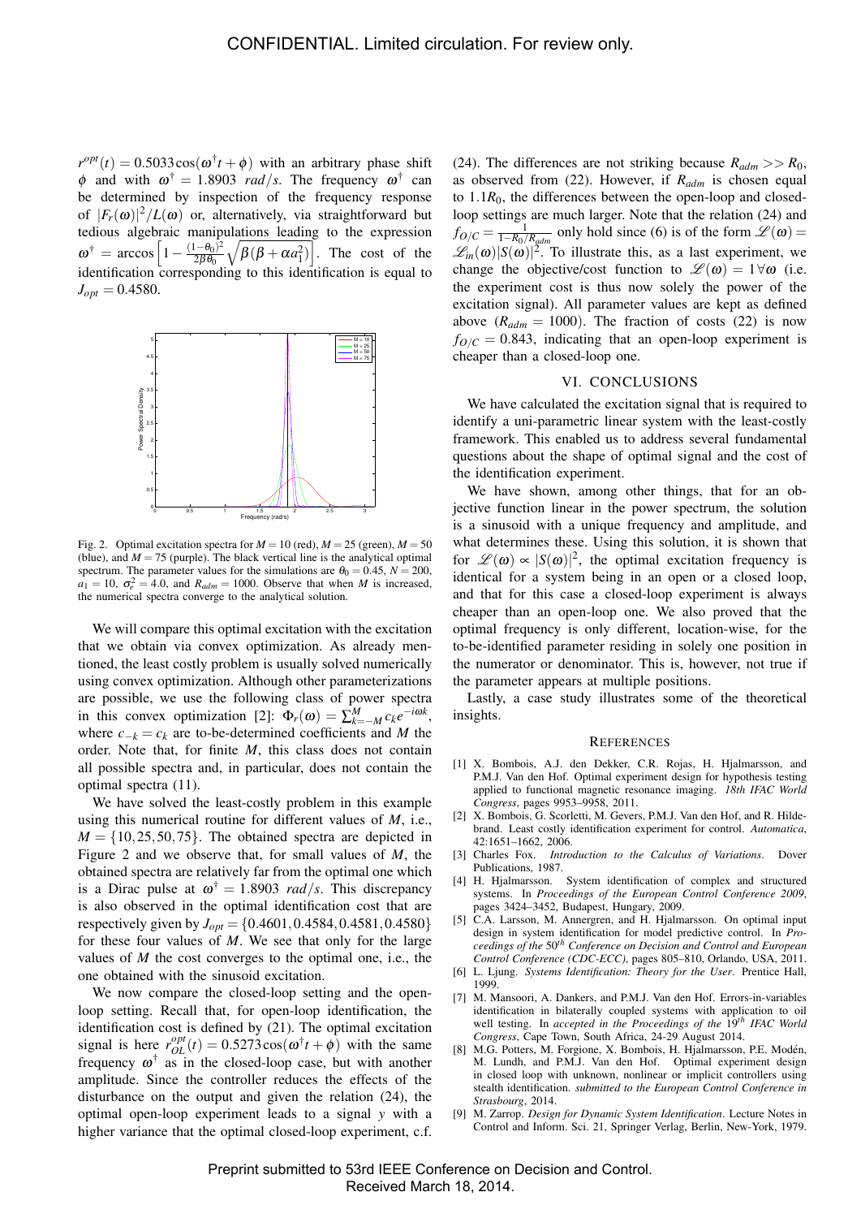$r^{opt}(t) = 0.5033\cos(\omega^{\dagger}t + \phi)$ with an arbitrary phase shift $\phi$ and with $\omega^{\dagger} = 1.8903$ $rad/s$. The frequency $\omega^{\dagger}$ can be determined by inspection of the frequency response of $|F_r(\omega)|^2/L(\omega)$ or, alternatively, via straightforward but tedious algebraic manipulations leading to the expression $\omega^{\dagger} = \arccos\left[1 - \frac{(1-\theta_0)^2}{2\beta\theta_0}\sqrt{\beta(\beta + \alpha a_1^2)}\right]$. The cost of the identification corresponding to this identification is equal to $J_{opt} = 0.4580$.

M = 10
M = 25
M = 50
M = 75

Power Spectral Density

Frequency (rad/s)

Fig. 2. Optimal excitation spectra for $M = 10$ (red), $M = 25$ (green), $M = 50$ (blue), and $M = 75$ (purple). The black vertical line is the analytical optimal spectrum. The parameter values for the simulations are $\theta_0 = 0.45$, $N = 200$, $a_1 = 10$, $\sigma_e^2 = 4.0$, and $R_{adm} = 1000$. Observe that when $M$ is increased, the numerical spectra converge to the analytical solution.

We will compare this optimal excitation with the excitation that we obtain via convex optimization. As already mentioned, the least costly problem is usually solved numerically using convex optimization. Although other parameterizations are possible, we use the following class of power spectra in this convex optimization [2]: $\Phi_r(\omega) = \sum_{k=-M}^{M} c_k e^{-i\omega k}$, where $c_{-k} = c_k$ are to-be-determined coefficients and $M$ the order. Note that, for finite $M$, this class does not contain all possible spectra and, in particular, does not contain the optimal spectra (11).

We have solved the least-costly problem in this example using this numerical routine for different values of $M$, i.e., $M = \{10, 25, 50, 75\}$. The obtained spectra are depicted in Figure 2 and we observe that, for small values of $M$, the obtained spectra are relatively far from the optimal one which is a Dirac pulse at $\omega^{\dagger} = 1.8903$ $rad/s$. This discrepancy is also observed in the optimal identification cost that are respectively given by $J_{opt} = \{0.4601, 0.4584, 0.4581, 0.4580\}$ for these four values of $M$. We see that only for the large values of $M$ the cost converges to the optimal one, i.e., the one obtained with the sinusoid excitation.

We now compare the closed-loop setting and the open-loop setting. Recall that, for open-loop identification, the identification cost is defined by (21). The optimal excitation signal is here $r_{OL}^{opt}(t) = 0.5273\cos(\omega^{\dagger}t + \phi)$ with the same frequency $\omega^{\dagger}$ as in the closed-loop case, but with another amplitude. Since the controller reduces the effects of the disturbance on the output and given the relation (24), the optimal open-loop experiment leads to a signal $y$ with a higher variance that the optimal closed-loop experiment, c.f. (24). The differences are not striking because $R_{adm} >> R_0$, as observed from (22). However, if $R_{adm}$ is chosen equal to $1.1R_0$, the differences between the open-loop and closed-loop settings are much larger. Note that the relation (24) and $f_{O/C} = \frac{1}{1-R_0/R_{adm}}$ only hold since (6) is of the form $\mathscr{L}(\omega) = \mathscr{L}_{in}(\omega)|S(\omega)|^2$. To illustrate this, as a last experiment, we change the objective/cost function to $\mathscr{L}(\omega) = 1 \forall \omega$ (i.e. the experiment cost is thus now solely the power of the excitation signal). All parameter values are kept as defined above ($R_{adm} = 1000$). The fraction of costs (22) is now $f_{O/C} = 0.843$, indicating that an open-loop experiment is cheaper than a closed-loop one.

## VI. CONCLUSIONS

We have calculated the excitation signal that is required to identify a uni-parametric linear system with the least-costly framework. This enabled us to address several fundamental questions about the shape of optimal signal and the cost of the identification experiment.

We have shown, among other things, that for an objective function linear in the power spectrum, the solution is a sinusoid with a unique frequency and amplitude, and what determines these. Using this solution, it is shown that for $\mathscr{L}(\omega) \propto |S(\omega)|^2$, the optimal excitation frequency is identical for a system being in an open or a closed loop, and that for this case a closed-loop experiment is always cheaper than an open-loop one. We also proved that the optimal frequency is only different, location-wise, for the to-be-identified parameter residing in solely one position in the numerator or denominator. This is, however, not true if the parameter appears at multiple positions.

Lastly, a case study illustrates some of the theoretical insights.

## REFERENCES

[1] X. Bombois, A.J. den Dekker, C.R. Rojas, H. Hjalmarsson, and P.M.J. Van den Hof. Optimal experiment design for hypothesis testing applied to functional magnetic resonance imaging. *18th IFAC World Congress*, pages 9953–9958, 2011.

[2] X. Bombois, G. Scorletti, M. Gevers, P.M.J. Van den Hof, and R. Hildebrand. Least costly identification experiment for control. *Automatica*, 42:1651–1662, 2006.

[3] Charles Fox. *Introduction to the Calculus of Variations*. Dover Publications, 1987.

[4] H. Hjalmarsson. System identification of complex and structured systems. In *Proceedings of the European Control Conference 2009*, pages 3424–3452, Budapest, Hungary, 2009.

[5] C.A. Larsson, M. Annergren, and H. Hjalmarsson. On optimal input design in system identification for model predictive control. In *Proceedings of the 50th Conference on Decision and Control and European Control Conference (CDC-ECC)*, pages 805–810, Orlando, USA, 2011.

[6] L. Ljung. *Systems Identification: Theory for the User*. Prentice Hall, 1999.

[7] M. Mansoori, A. Dankers, and P.M.J. Van den Hof. Errors-in-variables identification in bilaterally coupled systems with application to oil well testing. In *accepted in the Proceedings of the 19th IFAC World Congress*, Cape Town, South Africa, 24-29 August 2014.

[8] M.G. Potters, M. Forgione, X. Bombois, H. Hjalmarsson, P.E. Modén, M. Lundh, and P.M.J. Van den Hof. Optimal experiment design in closed loop with unknown, nonlinear or implicit controllers using stealth identification. *submitted to the European Control Conference in Strasbourg*, 2014.

[9] M. Zarrop. *Design for Dynamic System Identification*. Lecture Notes in Control and Inform. Sci. 21, Springer Verlag, Berlin, New-York, 1979.